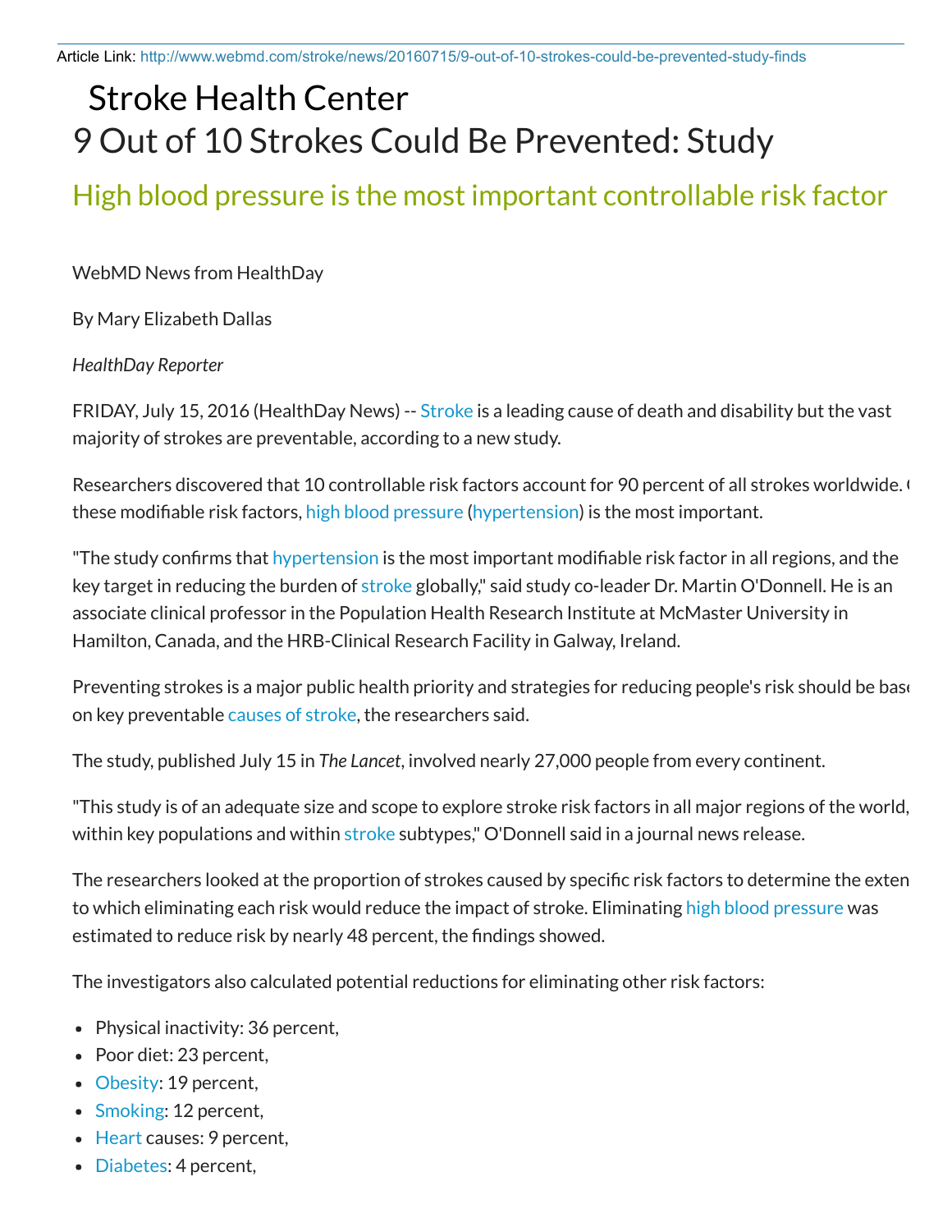Article Link: http://www.webmd.com/stroke/news/20160715/9-out-of-10-strokes-could-be-prevented-study-finds

# Stroke Health Center

# 9 Out of 10 Strokes Could Be Prevented: Study

## High blood pressure is the most important controllable risk factor

WebMD News from HealthDay

By Mary Elizabeth Dallas

*HealthDay Reporter*

FRIDAY, July 15, 2016 (HealthDay News) -- Stroke is a leading cause of death and disability but the vast majority of strokes are preventable, according to a new study.

Researchers discovered that 10 controllable risk factors account for 90 percent of all strokes worldwide. Of these modifiable risk factors, high blood pressure (hypertension) is the most important.

"The study confirms that hypertension is the most important modifiable risk factor in all regions, and the key target in reducing the burden of stroke globally," said study co-leader Dr. Martin O'Donnell. He is an associate clinical professor in the Population Health Research Institute at McMaster University in Hamilton, Canada, and the HRB-Clinical Research Facility in Galway, Ireland.

Preventing strokes is a major public health priority and strategies for reducing people's risk should be based on key preventable causes of stroke, the researchers said.

The study, published July 15 in *The Lancet*, involved nearly 27,000 people from every continent.

"This study is of an adequate size and scope to explore stroke risk factors in all major regions of the world, within key populations and within stroke subtypes," O'Donnell said in a journal news release.

The researchers looked at the proportion of strokes caused by specific risk factors to determine the extent to which eliminating each risk would reduce the impact of stroke. Eliminating high blood pressure was estimated to reduce risk by nearly 48 percent, the findings showed.

The investigators also calculated potential reductions for eliminating other risk factors:

- Physical inactivity: 36 percent,
- Poor diet: 23 percent,
- Obesity: 19 percent,
- Smoking: 12 percent,
- Heart causes: 9 percent,
- Diabetes: 4 percent,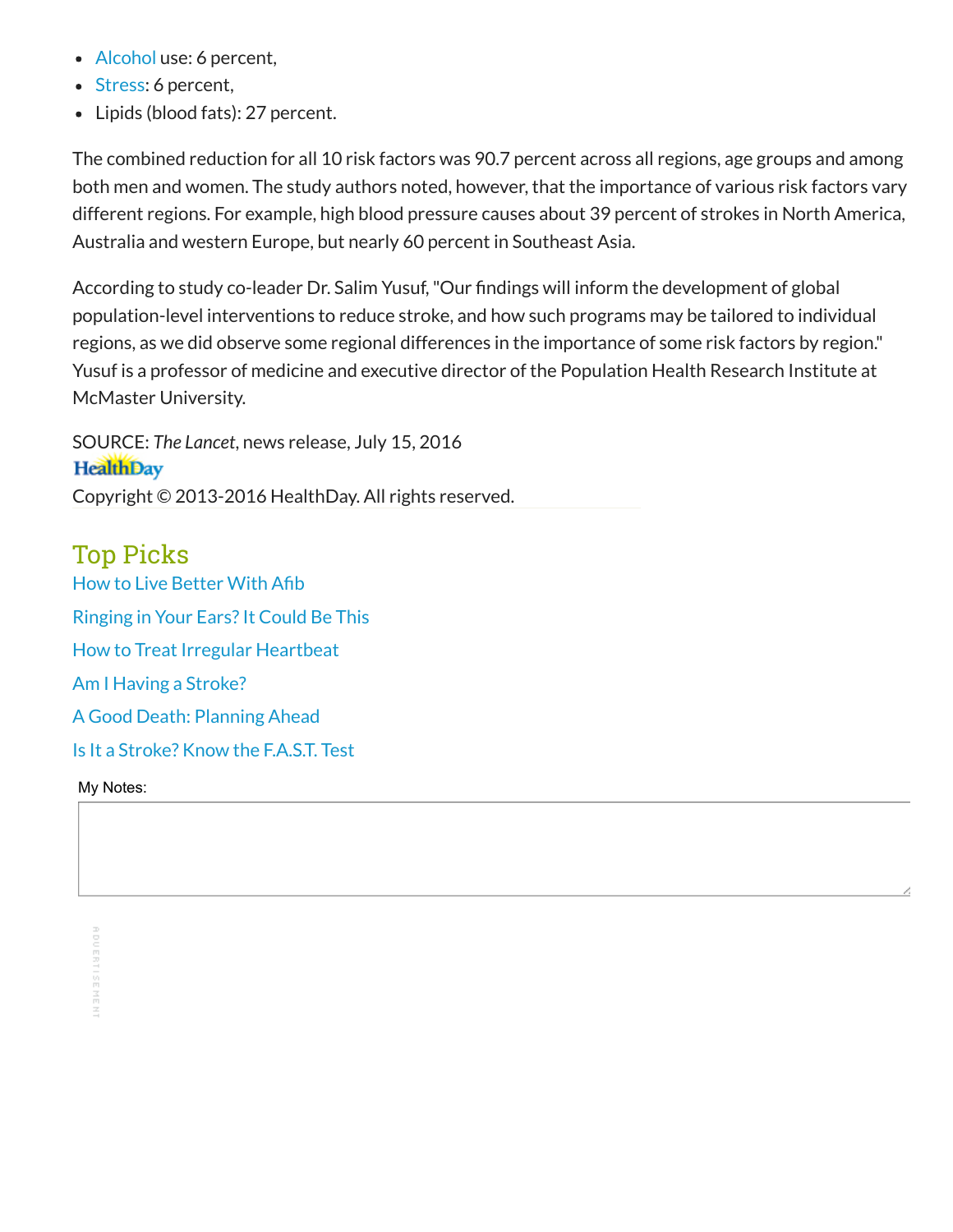- Alcohol use: 6 percent,
- Stress: 6 percent,
- Lipids (blood fats): 27 percent.

The combined reduction for all 10 risk factors was 90.7 percent across all regions, age groups and among both men and women. The study authors noted, however, that the importance of various risk factors vary different regions. For example, high blood pressure causes about 39 percent of strokes in North America, Australia and western Europe, but nearly 60 percent in Southeast Asia.

According to study co-leader Dr. Salim Yusuf, "Our findings will inform the development of global population-level interventions to reduce stroke, and how such programs may be tailored to individual regions, as we did observe some regional differences in the importance of some risk factors by region." Yusuf is a professor of medicine and executive director of the Population Health Research Institute at McMaster University.

SOURCE: *The Lancet*, news release, July 15, 2016

HealthDay

Copyright © 2013-2016 HealthDay. All rights reserved.

## Top Picks

How to Live Better With Afib

Ringing in Your Ears? It Could Be This

How to Treat Irregular Heartbeat

Am I Having a Stroke?

A Good Death: Planning Ahead

Is It a Stroke? Know the F.A.S.T. Test

My Notes: